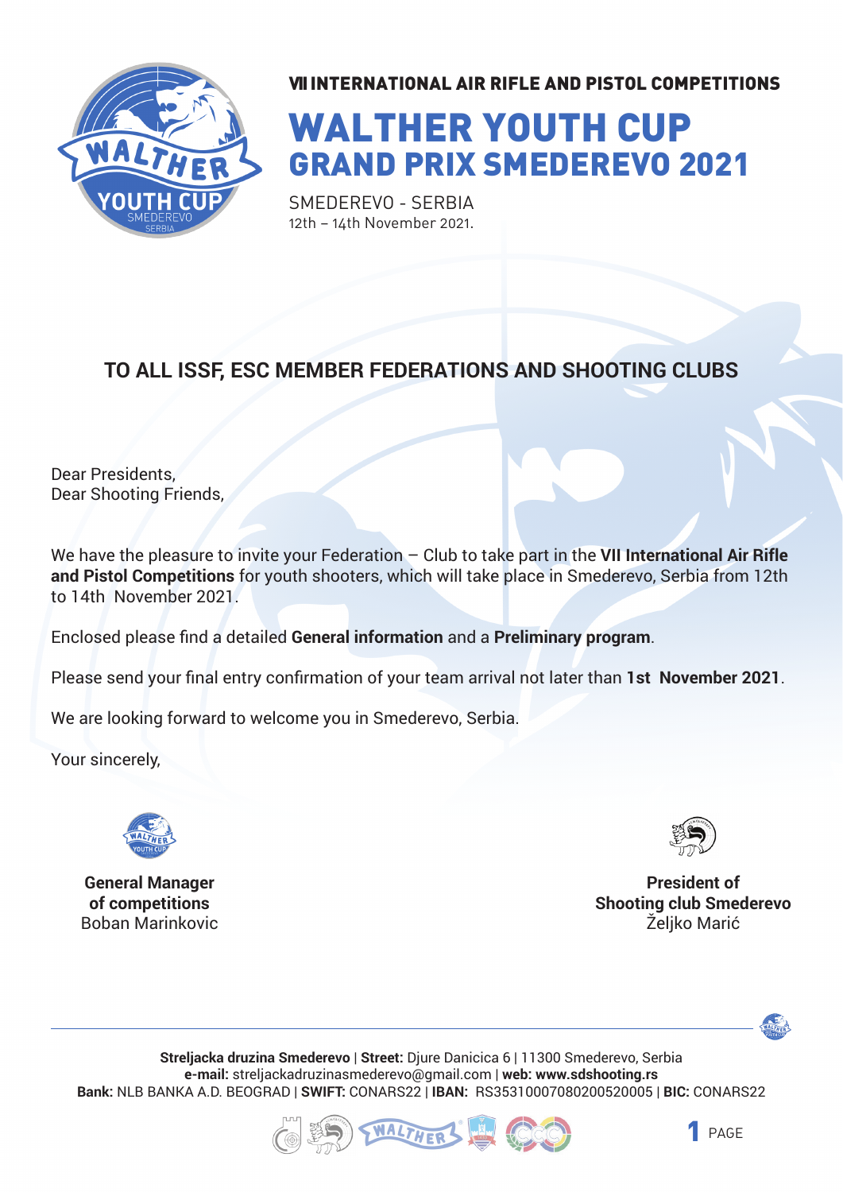VII INTERNATIONAL AIR RIFLE AND PISTOL COMPETITIONS

# WALTHER YOUTH CUP
## GRAND PRIX SMEDEREVO 2021

SMEDEREVO - SERBIA
12th – 14th November 2021.

### TO ALL ISSF, ESC MEMBER FEDERATIONS AND SHOOTING CLUBS

Dear Presidents,
Dear Shooting Friends,

We have the pleasure to invite your Federation – Club to take part in the **VII International Air Rifle and Pistol Competitions** for youth shooters, which will take place in Smederevo, Serbia from 12th to 14th November 2021.

Enclosed please find a detailed **General information** and a **Preliminary program**.

Please send your final entry confirmation of your team arrival not later than **1st November 2021**.

We are looking forward to welcome you in Smederevo, Serbia.

Your sincerely,

**General Manager of competitions**
Boban Marinkovic

**President of Shooting club Smederevo**
Željko Marić

**Streljacka druzina Smederevo** | **Street:** Djure Danicica 6 | 11300 Smederevo, Serbia
**e-mail:** streljackadruzinasmederevo@gmail.com | **web: www.sdshooting.rs**
**Bank:** NLB BANKA A.D. BEOGRAD | **SWIFT:** CONARS22 | **IBAN:** RS35310007080200520005 | **BIC:** CONARS22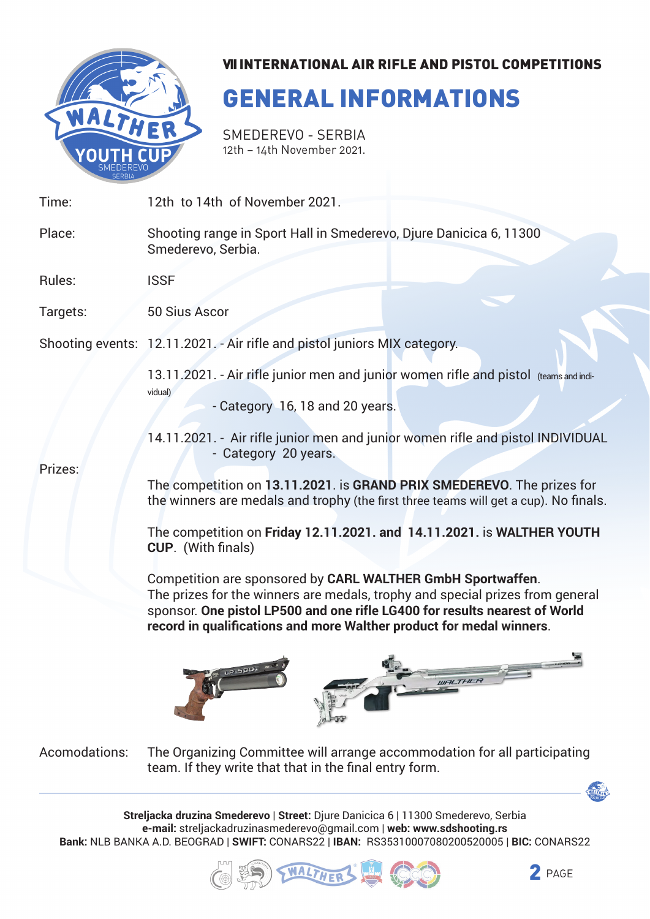### VII INTERNATIONAL AIR RIFLE AND PISTOL COMPETITIONS

# GENERAL INFORMATIONS

SMEDEREVO - SERBIA
12th – 14th November 2021.

Time: 12th to 14th of November 2021.

Place: Shooting range in Sport Hall in Smederevo, Djure Danicica 6, 11300 Smederevo, Serbia.

Rules: ISSF

Targets: 50 Sius Ascor

Shooting events: 12.11.2021. - Air rifle and pistol juniors MIX category.

13.11.2021. - Air rifle junior men and junior women rifle and pistol (teams and individual)
- Category 16, 18 and 20 years.

14.11.2021. - Air rifle junior men and junior women rifle and pistol INDIVIDUAL
- Category 20 years.

Prizes:

The competition on **13.11.2021**. is **GRAND PRIX SMEDEREVO**. The prizes for the winners are medals and trophy (the first three teams will get a cup). No finals.

The competition on **Friday 12.11.2021. and 14.11.2021.** is **WALTHER YOUTH CUP**. (With finals)

Competition are sponsored by **CARL WALTHER GmbH Sportwaffen**.
The prizes for the winners are medals, trophy and special prizes from general sponsor. **One pistol LP500 and one rifle LG400 for results nearest of World record in qualifications and more Walther product for medal winners**.

Acomodations: The Organizing Committee will arrange accommodation for all participating team. If they write that that in the final entry form.

**Streljacka druzina Smederevo** | **Street:** Djure Danicica 6 | 11300 Smederevo, Serbia
**e-mail:** streljackadruzinasmederevo@gmail.com | **web: www.sdshooting.rs**
**Bank:** NLB BANKA A.D. BEOGRAD | **SWIFT:** CONARS22 | **IBAN:** RS35310007080200520005 | **BIC:** CONARS22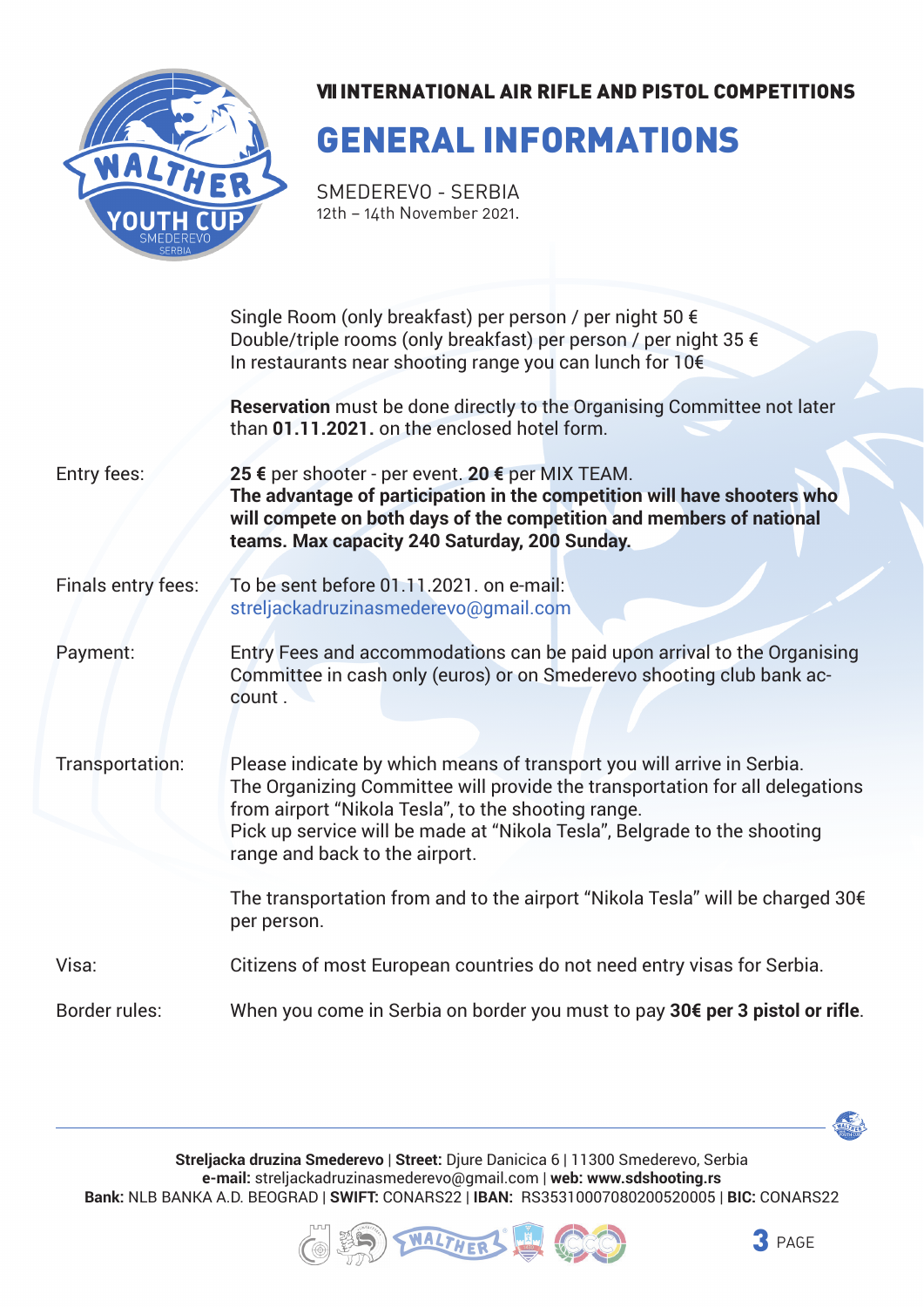VII INTERNATIONAL AIR RIFLE AND PISTOL COMPETITIONS

# GENERAL INFORMATIONS

SMEDEREVO - SERBIA
12th – 14th November 2021.

Single Room (only breakfast) per person / per night 50 €
Double/triple rooms (only breakfast) per person / per night 35 €
In restaurants near shooting range you can lunch for 10€

**Reservation** must be done directly to the Organising Committee not later than **01.11.2021.** on the enclosed hotel form.

Entry fees: **25 €** per shooter - per event. **20 €** per MIX TEAM.
**The advantage of participation in the competition will have shooters who will compete on both days of the competition and members of national teams. Max capacity 240 Saturday, 200 Sunday.**

Finals entry fees: To be sent before 01.11.2021. on e-mail: streljackadruzinasmederevo@gmail.com

Payment: Entry Fees and accommodations can be paid upon arrival to the Organising Committee in cash only (euros) or on Smederevo shooting club bank account .

Transportation: Please indicate by which means of transport you will arrive in Serbia.
The Organizing Committee will provide the transportation for all delegations from airport "Nikola Tesla", to the shooting range.
Pick up service will be made at "Nikola Tesla", Belgrade to the shooting range and back to the airport.

The transportation from and to the airport "Nikola Tesla" will be charged 30€ per person.

Visa: Citizens of most European countries do not need entry visas for Serbia.

Border rules: When you come in Serbia on border you must to pay **30€ per 3 pistol or rifle**.

**Streljacka druzina Smederevo** | **Street:** Djure Danicica 6 | 11300 Smederevo, Serbia
**e-mail:** streljackadruzinasmederevo@gmail.com | **web: www.sdshooting.rs**
**Bank:** NLB BANKA A.D. BEOGRAD | **SWIFT:** CONARS22 | **IBAN:** RS35310007080200520005 | **BIC:** CONARS22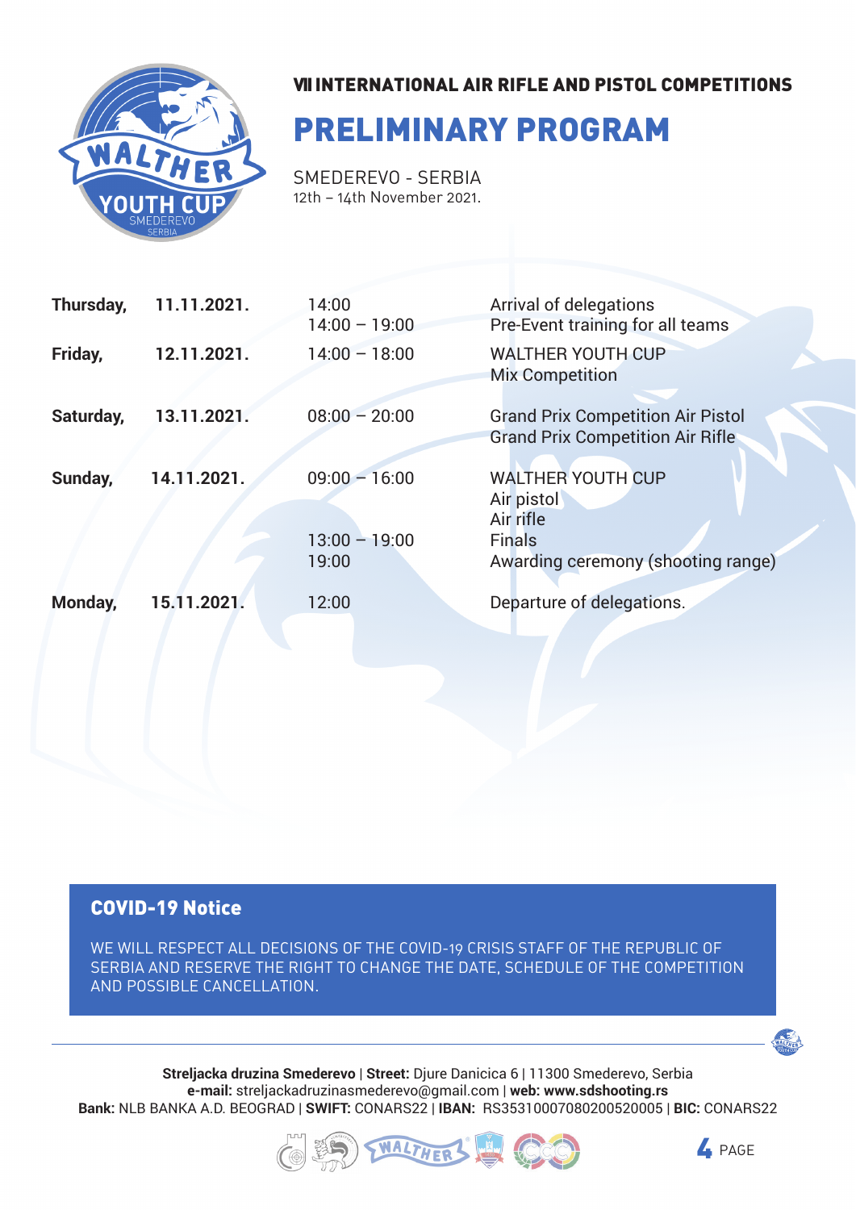VII INTERNATIONAL AIR RIFLE AND PISTOL COMPETITIONS

# PRELIMINARY PROGRAM

SMEDEREVO - SERBIA
12th – 14th November 2021.

| | | | |
|---|---|---|---|
| **Thursday,** | **11.11.2021.** | 14:00<br>14:00 – 19:00 | Arrival of delegations<br>Pre-Event training for all teams |
| **Friday,** | **12.11.2021.** | 14:00 – 18:00 | WALTHER YOUTH CUP<br>Mix Competition |
| **Saturday,** | **13.11.2021.** | 08:00 – 20:00 | Grand Prix Competition Air Pistol<br>Grand Prix Competition Air Rifle |
| **Sunday,** | **14.11.2021.** | 09:00 – 16:00 | WALTHER YOUTH CUP<br>Air pistol<br>Air rifle |
| | | 13:00 – 19:00<br>19:00 | Finals<br>Awarding ceremony (shooting range) |
| **Monday,** | **15.11.2021.** | 12:00 | Departure of delegations. |

## COVID-19 Notice

WE WILL RESPECT ALL DECISIONS OF THE COVID-19 CRISIS STAFF OF THE REPUBLIC OF SERBIA AND RESERVE THE RIGHT TO CHANGE THE DATE, SCHEDULE OF THE COMPETITION AND POSSIBLE CANCELLATION.

**Streljacka druzina Smederevo** | **Street:** Djure Danicica 6 | 11300 Smederevo, Serbia
**e-mail:** streljackadruzinasmederevo@gmail.com | **web: www.sdshooting.rs**
**Bank:** NLB BANKA A.D. BEOGRAD | **SWIFT:** CONARS22 | **IBAN:** RS35310007080200520005 | **BIC:** CONARS22